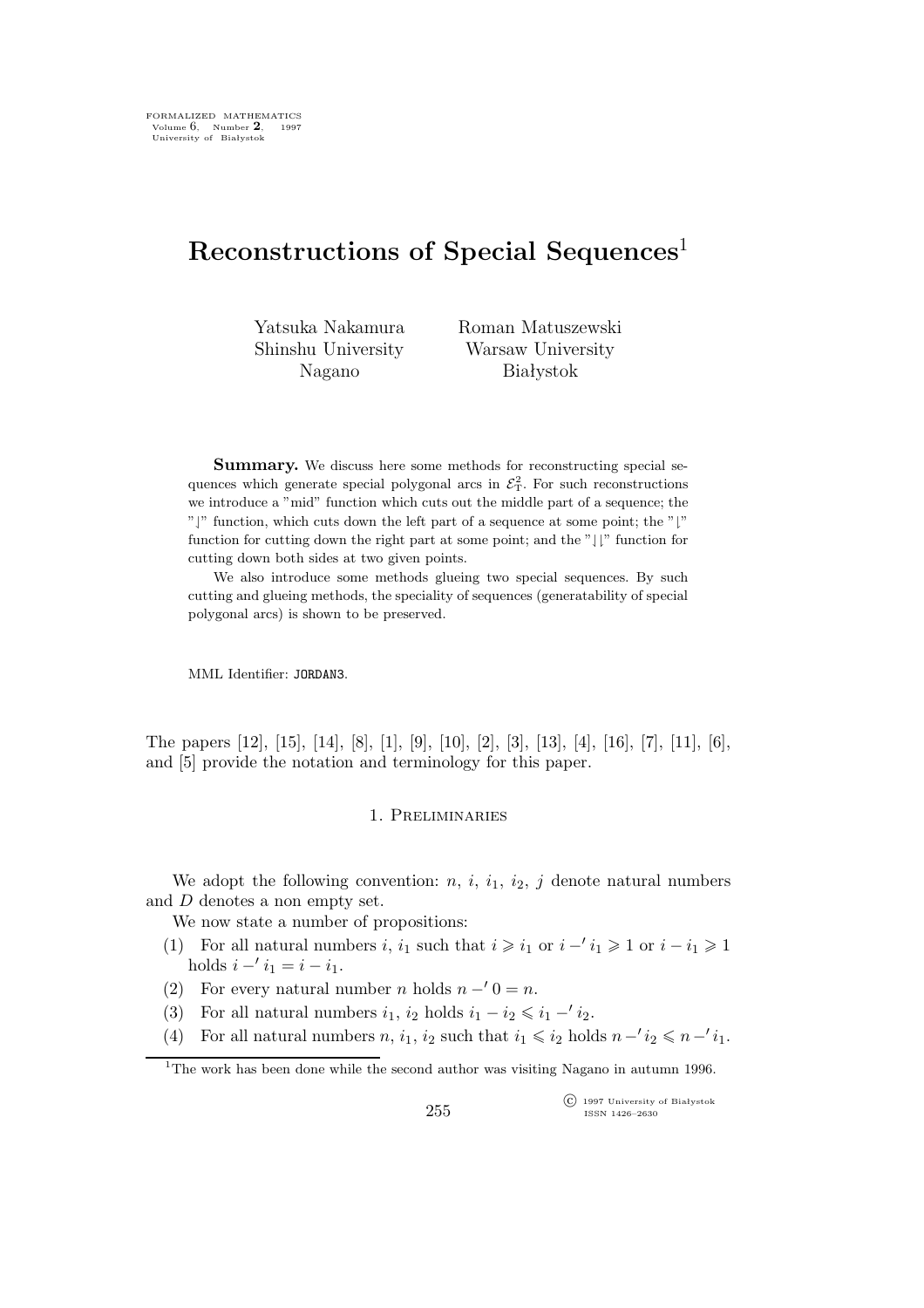FORMALIZED MATHEMATICS
Volume 6, Number **2**, 1997
University of Białystok

# Reconstructions of Special Sequences[1]

Yatsuka Nakamura
Shinshu University
Nagano

Roman Matuszewski
Warsaw University
Białystok

**Summary.** We discuss here some methods for reconstructing special sequences which generate special polygonal arcs in $\mathcal{E}^2_{\rm T}$. For such reconstructions we introduce a "mid" function which cuts out the middle part of a sequence; the "$\downharpoonleft$" function, which cuts down the left part of a sequence at some point; the "$\downharpoonright$" function for cutting down the right part at some point; and the "$\downharpoonleft\downharpoonright$" function for cutting down both sides at two given points.

We also introduce some methods glueing two special sequences. By such cutting and glueing methods, the speciality of sequences (generatability of special polygonal arcs) is shown to be preserved.

MML Identifier: JORDAN3.

The papers [12], [15], [14], [8], [1], [9], [10], [2], [3], [13], [4], [16], [7], [11], [6], and [5] provide the notation and terminology for this paper.

## 1. Preliminaries

We adopt the following convention: $n$, $i$, $i_1$, $i_2$, $j$ denote natural numbers and $D$ denotes a non empty set.

We now state a number of propositions:

(1) For all natural numbers $i$, $i_1$ such that $i \geqslant i_1$ or $i -' i_1 \geqslant 1$ or $i - i_1 \geqslant 1$ holds $i -' i_1 = i - i_1$.

(2) For every natural number $n$ holds $n -' 0 = n$.

(3) For all natural numbers $i_1$, $i_2$ holds $i_1 - i_2 \leqslant i_1 -' i_2$.

(4) For all natural numbers $n$, $i_1$, $i_2$ such that $i_1 \leqslant i_2$ holds $n -' i_2 \leqslant n -' i_1$.

[1]The work has been done while the second author was visiting Nagano in autumn 1996.

© 1997 University of Białystok
ISSN 1426–2630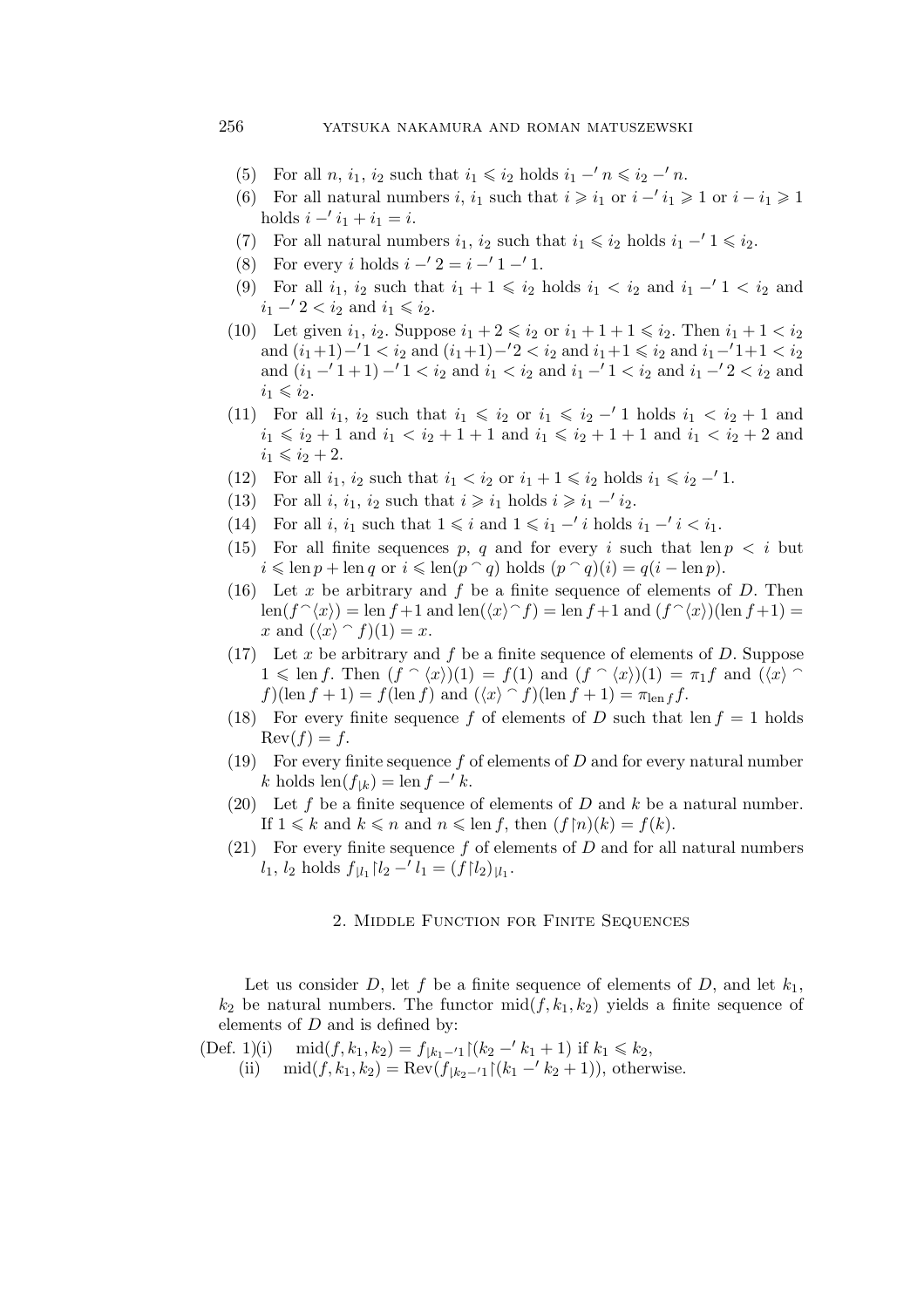(5) For all $n$, $i_1$, $i_2$ such that $i_1 \leqslant i_2$ holds $i_1 -' n \leqslant i_2 -' n$.

(6) For all natural numbers $i$, $i_1$ such that $i \geqslant i_1$ or $i -' i_1 \geqslant 1$ or $i - i_1 \geqslant 1$ holds $i -' i_1 + i_1 = i$.

(7) For all natural numbers $i_1$, $i_2$ such that $i_1 \leqslant i_2$ holds $i_1 -' 1 \leqslant i_2$.

(8) For every $i$ holds $i -' 2 = i -' 1 -' 1$.

(9) For all $i_1$, $i_2$ such that $i_1 + 1 \leqslant i_2$ holds $i_1 < i_2$ and $i_1 -' 1 < i_2$ and $i_1 -' 2 < i_2$ and $i_1 \leqslant i_2$.

(10) Let given $i_1$, $i_2$. Suppose $i_1 + 2 \leqslant i_2$ or $i_1 + 1 + 1 \leqslant i_2$. Then $i_1 + 1 < i_2$ and $(i_1+1) -' 1 < i_2$ and $(i_1+1) -' 2 < i_2$ and $i_1+1 \leqslant i_2$ and $i_1 -' 1+1 < i_2$ and $(i_1 -' 1+1) -' 1 < i_2$ and $i_1 < i_2$ and $i_1 -' 1 < i_2$ and $i_1 -' 2 < i_2$ and $i_1 \leqslant i_2$.

(11) For all $i_1$, $i_2$ such that $i_1 \leqslant i_2$ or $i_1 \leqslant i_2 -' 1$ holds $i_1 < i_2 + 1$ and $i_1 \leqslant i_2 + 1$ and $i_1 < i_2 + 1 + 1$ and $i_1 \leqslant i_2 + 1 + 1$ and $i_1 < i_2 + 2$ and $i_1 \leqslant i_2 + 2$.

(12) For all $i_1$, $i_2$ such that $i_1 < i_2$ or $i_1 + 1 \leqslant i_2$ holds $i_1 \leqslant i_2 -' 1$.

(13) For all $i$, $i_1$, $i_2$ such that $i \geqslant i_1$ holds $i \geqslant i_1 -' i_2$.

(14) For all $i$, $i_1$ such that $1 \leqslant i$ and $1 \leqslant i_1 -' i$ holds $i_1 -' i < i_1$.

(15) For all finite sequences $p$, $q$ and for every $i$ such that $\operatorname{len} p < i$ but $i \leqslant \operatorname{len} p + \operatorname{len} q$ or $i \leqslant \operatorname{len}(p \frown q)$ holds $(p \frown q)(i) = q(i - \operatorname{len} p)$.

(16) Let $x$ be arbitrary and $f$ be a finite sequence of elements of $D$. Then $\operatorname{len}(f \frown \langle x \rangle) = \operatorname{len} f + 1$ and $\operatorname{len}(\langle x \rangle \frown f) = \operatorname{len} f + 1$ and $(f \frown \langle x \rangle)(\operatorname{len} f + 1) = x$ and $(\langle x \rangle \frown f)(1) = x$.

(17) Let $x$ be arbitrary and $f$ be a finite sequence of elements of $D$. Suppose $1 \leqslant \operatorname{len} f$. Then $(f \frown \langle x \rangle)(1) = f(1)$ and $(f \frown \langle x \rangle)(1) = \pi_1 f$ and $(\langle x \rangle \frown f)(\operatorname{len} f + 1) = f(\operatorname{len} f)$ and $(\langle x \rangle \frown f)(\operatorname{len} f + 1) = \pi_{\operatorname{len} f} f$.

(18) For every finite sequence $f$ of elements of $D$ such that $\operatorname{len} f = 1$ holds $\operatorname{Rev}(f) = f$.

(19) For every finite sequence $f$ of elements of $D$ and for every natural number $k$ holds $\operatorname{len}(f_{\lfloor k}) = \operatorname{len} f -' k$.

(20) Let $f$ be a finite sequence of elements of $D$ and $k$ be a natural number. If $1 \leqslant k$ and $k \leqslant n$ and $n \leqslant \operatorname{len} f$, then $(f \restriction n)(k) = f(k)$.

(21) For every finite sequence $f$ of elements of $D$ and for all natural numbers $l_1$, $l_2$ holds $f_{\lfloor l_1} \restriction l_2 -' l_1 = (f \restriction l_2)_{\lfloor l_1}$.

## 2. Middle Function for Finite Sequences

Let us consider $D$, let $f$ be a finite sequence of elements of $D$, and let $k_1$, $k_2$ be natural numbers. The functor $\operatorname{mid}(f, k_1, k_2)$ yields a finite sequence of elements of $D$ and is defined by:

(Def. 1)(i) $\operatorname{mid}(f, k_1, k_2) = f_{\lfloor k_1 -' 1} \restriction (k_2 -' k_1 + 1)$ if $k_1 \leqslant k_2$,

(ii) $\operatorname{mid}(f, k_1, k_2) = \operatorname{Rev}(f_{\lfloor k_2 -' 1} \restriction (k_1 -' k_2 + 1))$, otherwise.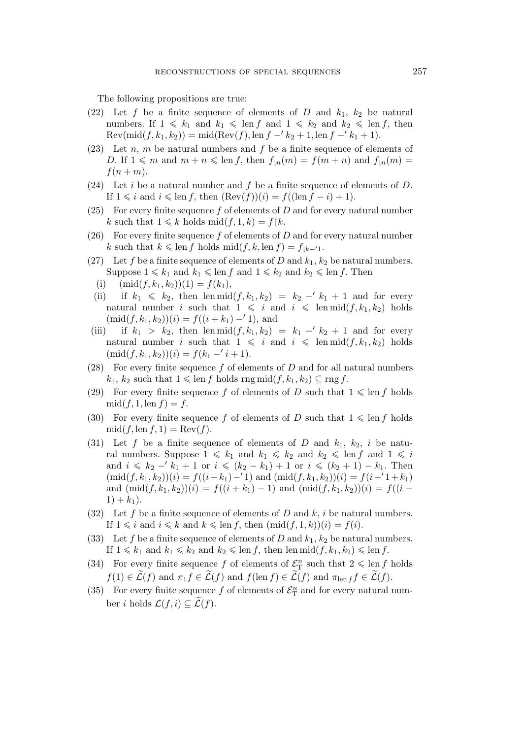The following propositions are true:

(22) Let $f$ be a finite sequence of elements of $D$ and $k_1$, $k_2$ be natural numbers. If $1 \leqslant k_1$ and $k_1 \leqslant \operatorname{len} f$ and $1 \leqslant k_2$ and $k_2 \leqslant \operatorname{len} f$, then $\operatorname{Rev}(\operatorname{mid}(f, k_1, k_2)) = \operatorname{mid}(\operatorname{Rev}(f), \operatorname{len} f -' k_2 + 1, \operatorname{len} f -' k_1 + 1)$.

(23) Let $n$, $m$ be natural numbers and $f$ be a finite sequence of elements of $D$. If $1 \leqslant m$ and $m + n \leqslant \operatorname{len} f$, then $f_{\restriction n}(m) = f(m + n)$ and $f_{\restriction n}(m) = f(n + m)$.

(24) Let $i$ be a natural number and $f$ be a finite sequence of elements of $D$. If $1 \leqslant i$ and $i \leqslant \operatorname{len} f$, then $(\operatorname{Rev}(f))(i) = f((\operatorname{len} f - i) + 1)$.

(25) For every finite sequence $f$ of elements of $D$ and for every natural number $k$ such that $1 \leqslant k$ holds $\operatorname{mid}(f, 1, k) = f \restriction k$.

(26) For every finite sequence $f$ of elements of $D$ and for every natural number $k$ such that $k \leqslant \operatorname{len} f$ holds $\operatorname{mid}(f, k, \operatorname{len} f) = f_{\restriction k -' 1}$.

(27) Let $f$ be a finite sequence of elements of $D$ and $k_1$, $k_2$ be natural numbers. Suppose $1 \leqslant k_1$ and $k_1 \leqslant \operatorname{len} f$ and $1 \leqslant k_2$ and $k_2 \leqslant \operatorname{len} f$. Then

   (i) $(\operatorname{mid}(f, k_1, k_2))(1) = f(k_1)$,

   (ii) if $k_1 \leqslant k_2$, then $\operatorname{len} \operatorname{mid}(f, k_1, k_2) = k_2 -' k_1 + 1$ and for every natural number $i$ such that $1 \leqslant i$ and $i \leqslant \operatorname{len} \operatorname{mid}(f, k_1, k_2)$ holds $(\operatorname{mid}(f, k_1, k_2))(i) = f((i + k_1) -' 1)$, and

   (iii) if $k_1 > k_2$, then $\operatorname{len} \operatorname{mid}(f, k_1, k_2) = k_1 -' k_2 + 1$ and for every natural number $i$ such that $1 \leqslant i$ and $i \leqslant \operatorname{len} \operatorname{mid}(f, k_1, k_2)$ holds $(\operatorname{mid}(f, k_1, k_2))(i) = f(k_1 -' i + 1)$.

(28) For every finite sequence $f$ of elements of $D$ and for all natural numbers $k_1$, $k_2$ such that $1 \leqslant \operatorname{len} f$ holds $\operatorname{rng} \operatorname{mid}(f, k_1, k_2) \subseteq \operatorname{rng} f$.

(29) For every finite sequence $f$ of elements of $D$ such that $1 \leqslant \operatorname{len} f$ holds $\operatorname{mid}(f, 1, \operatorname{len} f) = f$.

(30) For every finite sequence $f$ of elements of $D$ such that $1 \leqslant \operatorname{len} f$ holds $\operatorname{mid}(f, \operatorname{len} f, 1) = \operatorname{Rev}(f)$.

(31) Let $f$ be a finite sequence of elements of $D$ and $k_1$, $k_2$, $i$ be natural numbers. Suppose $1 \leqslant k_1$ and $k_1 \leqslant k_2$ and $k_2 \leqslant \operatorname{len} f$ and $1 \leqslant i$ and $i \leqslant k_2 -' k_1 + 1$ or $i \leqslant (k_2 - k_1) + 1$ or $i \leqslant (k_2 + 1) - k_1$. Then $(\operatorname{mid}(f, k_1, k_2))(i) = f((i + k_1) -' 1)$ and $(\operatorname{mid}(f, k_1, k_2))(i) = f(i -' 1 + k_1)$ and $(\operatorname{mid}(f, k_1, k_2))(i) = f((i + k_1) - 1)$ and $(\operatorname{mid}(f, k_1, k_2))(i) = f((i - 1) + k_1)$.

(32) Let $f$ be a finite sequence of elements of $D$ and $k$, $i$ be natural numbers. If $1 \leqslant i$ and $i \leqslant k$ and $k \leqslant \operatorname{len} f$, then $(\operatorname{mid}(f, 1, k))(i) = f(i)$.

(33) Let $f$ be a finite sequence of elements of $D$ and $k_1$, $k_2$ be natural numbers. If $1 \leqslant k_1$ and $k_1 \leqslant k_2$ and $k_2 \leqslant \operatorname{len} f$, then $\operatorname{len} \operatorname{mid}(f, k_1, k_2) \leqslant \operatorname{len} f$.

(34) For every finite sequence $f$ of elements of $\mathcal{E}^n_{\mathrm{T}}$ such that $2 \leqslant \operatorname{len} f$ holds $f(1) \in \widetilde{\mathcal{L}}(f)$ and $\pi_1 f \in \widetilde{\mathcal{L}}(f)$ and $f(\operatorname{len} f) \in \widetilde{\mathcal{L}}(f)$ and $\pi_{\operatorname{len} f} f \in \widetilde{\mathcal{L}}(f)$.

(35) For every finite sequence $f$ of elements of $\mathcal{E}^n_{\mathrm{T}}$ and for every natural number $i$ holds $\mathcal{L}(f, i) \subseteq \widetilde{\mathcal{L}}(f)$.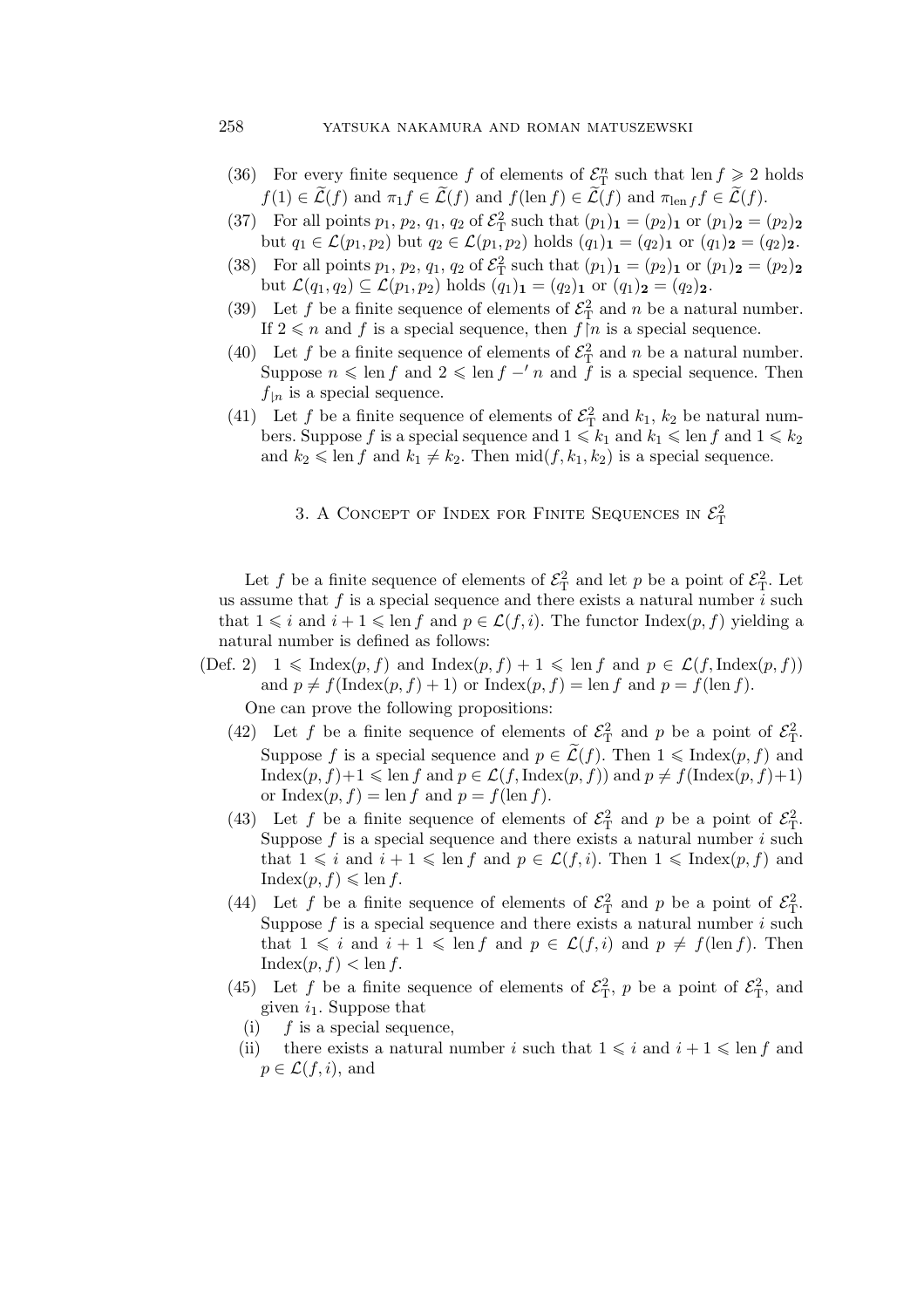(36) For every finite sequence $f$ of elements of $\mathcal{E}^n_{\rm T}$ such that $\operatorname{len} f \geqslant 2$ holds $f(1) \in \widetilde{\mathcal{L}}(f)$ and $\pi_1 f \in \widetilde{\mathcal{L}}(f)$ and $f(\operatorname{len} f) \in \widetilde{\mathcal{L}}(f)$ and $\pi_{\operatorname{len} f} f \in \widetilde{\mathcal{L}}(f)$.

(37) For all points $p_1$, $p_2$, $q_1$, $q_2$ of $\mathcal{E}^2_{\rm T}$ such that $(p_1)_{\mathbf{1}} = (p_2)_{\mathbf{1}}$ or $(p_1)_{\mathbf{2}} = (p_2)_{\mathbf{2}}$ but $q_1 \in \mathcal{L}(p_1, p_2)$ but $q_2 \in \mathcal{L}(p_1, p_2)$ holds $(q_1)_{\mathbf{1}} = (q_2)_{\mathbf{1}}$ or $(q_1)_{\mathbf{2}} = (q_2)_{\mathbf{2}}$.

(38) For all points $p_1$, $p_2$, $q_1$, $q_2$ of $\mathcal{E}^2_{\rm T}$ such that $(p_1)_{\mathbf{1}} = (p_2)_{\mathbf{1}}$ or $(p_1)_{\mathbf{2}} = (p_2)_{\mathbf{2}}$ but $\mathcal{L}(q_1, q_2) \subseteq \mathcal{L}(p_1, p_2)$ holds $(q_1)_{\mathbf{1}} = (q_2)_{\mathbf{1}}$ or $(q_1)_{\mathbf{2}} = (q_2)_{\mathbf{2}}$.

(39) Let $f$ be a finite sequence of elements of $\mathcal{E}^2_{\rm T}$ and $n$ be a natural number. If $2 \leqslant n$ and $f$ is a special sequence, then $f{\restriction}n$ is a special sequence.

(40) Let $f$ be a finite sequence of elements of $\mathcal{E}^2_{\rm T}$ and $n$ be a natural number. Suppose $n \leqslant \operatorname{len} f$ and $2 \leqslant \operatorname{len} f -' n$ and $f$ is a special sequence. Then $f_{\lfloor n}$ is a special sequence.

(41) Let $f$ be a finite sequence of elements of $\mathcal{E}^2_{\rm T}$ and $k_1$, $k_2$ be natural numbers. Suppose $f$ is a special sequence and $1 \leqslant k_1$ and $k_1 \leqslant \operatorname{len} f$ and $1 \leqslant k_2$ and $k_2 \leqslant \operatorname{len} f$ and $k_1 \neq k_2$. Then $\operatorname{mid}(f, k_1, k_2)$ is a special sequence.

## 3. A Concept of Index for Finite Sequences in $\mathcal{E}^2_{\rm T}$

Let $f$ be a finite sequence of elements of $\mathcal{E}^2_{\rm T}$ and let $p$ be a point of $\mathcal{E}^2_{\rm T}$. Let us assume that $f$ is a special sequence and there exists a natural number $i$ such that $1 \leqslant i$ and $i+1 \leqslant \operatorname{len} f$ and $p \in \mathcal{L}(f, i)$. The functor $\operatorname{Index}(p, f)$ yielding a natural number is defined as follows:

(Def. 2) $1 \leqslant \operatorname{Index}(p, f)$ and $\operatorname{Index}(p, f) + 1 \leqslant \operatorname{len} f$ and $p \in \mathcal{L}(f, \operatorname{Index}(p, f))$ and $p \neq f(\operatorname{Index}(p, f) + 1)$ or $\operatorname{Index}(p, f) = \operatorname{len} f$ and $p = f(\operatorname{len} f)$.

One can prove the following propositions:

(42) Let $f$ be a finite sequence of elements of $\mathcal{E}^2_{\rm T}$ and $p$ be a point of $\mathcal{E}^2_{\rm T}$. Suppose $f$ is a special sequence and $p \in \widetilde{\mathcal{L}}(f)$. Then $1 \leqslant \operatorname{Index}(p, f)$ and $\operatorname{Index}(p, f)+1 \leqslant \operatorname{len} f$ and $p \in \mathcal{L}(f, \operatorname{Index}(p, f))$ and $p \neq f(\operatorname{Index}(p, f)+1)$ or $\operatorname{Index}(p, f) = \operatorname{len} f$ and $p = f(\operatorname{len} f)$.

(43) Let $f$ be a finite sequence of elements of $\mathcal{E}^2_{\rm T}$ and $p$ be a point of $\mathcal{E}^2_{\rm T}$. Suppose $f$ is a special sequence and there exists a natural number $i$ such that $1 \leqslant i$ and $i+1 \leqslant \operatorname{len} f$ and $p \in \mathcal{L}(f, i)$. Then $1 \leqslant \operatorname{Index}(p, f)$ and $\operatorname{Index}(p, f) \leqslant \operatorname{len} f$.

(44) Let $f$ be a finite sequence of elements of $\mathcal{E}^2_{\rm T}$ and $p$ be a point of $\mathcal{E}^2_{\rm T}$. Suppose $f$ is a special sequence and there exists a natural number $i$ such that $1 \leqslant i$ and $i+1 \leqslant \operatorname{len} f$ and $p \in \mathcal{L}(f, i)$ and $p \neq f(\operatorname{len} f)$. Then $\operatorname{Index}(p, f) < \operatorname{len} f$.

(45) Let $f$ be a finite sequence of elements of $\mathcal{E}^2_{\rm T}$, $p$ be a point of $\mathcal{E}^2_{\rm T}$, and given $i_1$. Suppose that

(i) $f$ is a special sequence,

(ii) there exists a natural number $i$ such that $1 \leqslant i$ and $i+1 \leqslant \operatorname{len} f$ and $p \in \mathcal{L}(f, i)$, and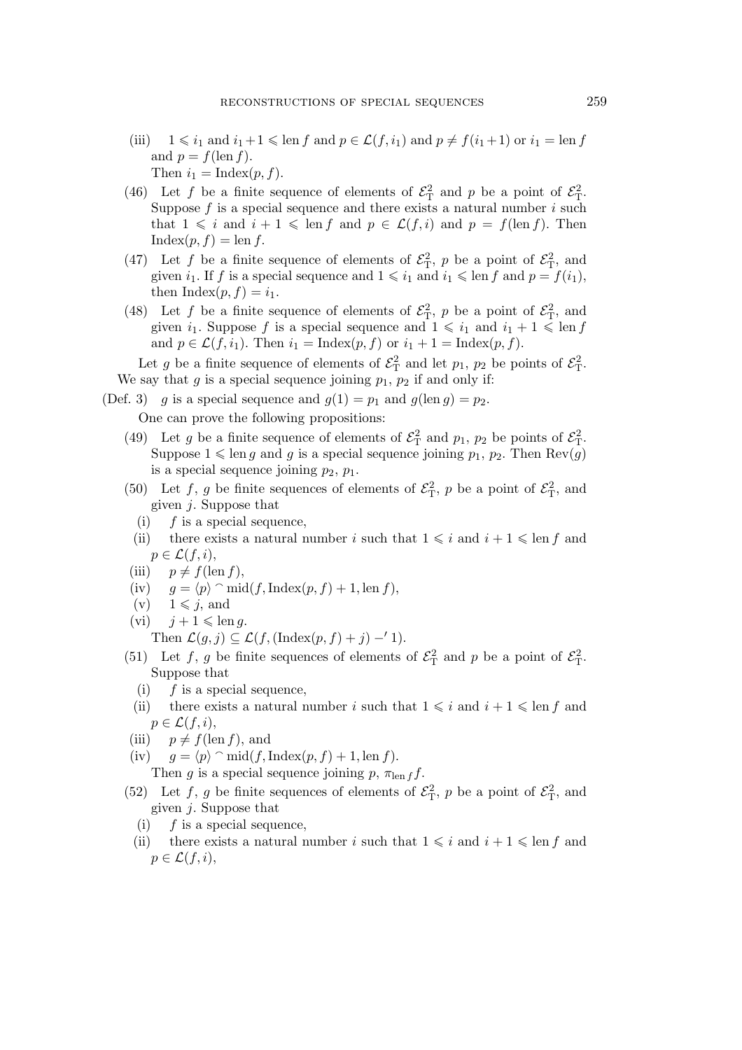(iii) $1 \leqslant i_1$ and $i_1+1 \leqslant \operatorname{len} f$ and $p \in \mathcal{L}(f, i_1)$ and $p \neq f(i_1+1)$ or $i_1 = \operatorname{len} f$ and $p = f(\operatorname{len} f)$.

Then $i_1 = \operatorname{Index}(p, f)$.

(46) Let $f$ be a finite sequence of elements of $\mathcal{E}^2_{\mathrm{T}}$ and $p$ be a point of $\mathcal{E}^2_{\mathrm{T}}$. Suppose $f$ is a special sequence and there exists a natural number $i$ such that $1 \leqslant i$ and $i+1 \leqslant \operatorname{len} f$ and $p \in \mathcal{L}(f, i)$ and $p = f(\operatorname{len} f)$. Then $\operatorname{Index}(p, f) = \operatorname{len} f$.

(47) Let $f$ be a finite sequence of elements of $\mathcal{E}^2_{\mathrm{T}}$, $p$ be a point of $\mathcal{E}^2_{\mathrm{T}}$, and given $i_1$. If $f$ is a special sequence and $1 \leqslant i_1$ and $i_1 \leqslant \operatorname{len} f$ and $p = f(i_1)$, then $\operatorname{Index}(p, f) = i_1$.

(48) Let $f$ be a finite sequence of elements of $\mathcal{E}^2_{\mathrm{T}}$, $p$ be a point of $\mathcal{E}^2_{\mathrm{T}}$, and given $i_1$. Suppose $f$ is a special sequence and $1 \leqslant i_1$ and $i_1 + 1 \leqslant \operatorname{len} f$ and $p \in \mathcal{L}(f, i_1)$. Then $i_1 = \operatorname{Index}(p, f)$ or $i_1 + 1 = \operatorname{Index}(p, f)$.

Let $g$ be a finite sequence of elements of $\mathcal{E}^2_{\mathrm{T}}$ and let $p_1$, $p_2$ be points of $\mathcal{E}^2_{\mathrm{T}}$. We say that $g$ is a special sequence joining $p_1$, $p_2$ if and only if:

(Def. 3) $g$ is a special sequence and $g(1) = p_1$ and $g(\operatorname{len} g) = p_2$.

One can prove the following propositions:

(49) Let $g$ be a finite sequence of elements of $\mathcal{E}^2_{\mathrm{T}}$ and $p_1$, $p_2$ be points of $\mathcal{E}^2_{\mathrm{T}}$. Suppose $1 \leqslant \operatorname{len} g$ and $g$ is a special sequence joining $p_1$, $p_2$. Then $\operatorname{Rev}(g)$ is a special sequence joining $p_2$, $p_1$.

(50) Let $f$, $g$ be finite sequences of elements of $\mathcal{E}^2_{\mathrm{T}}$, $p$ be a point of $\mathcal{E}^2_{\mathrm{T}}$, and given $j$. Suppose that

(i) $f$ is a special sequence,

(ii) there exists a natural number $i$ such that $1 \leqslant i$ and $i + 1 \leqslant \operatorname{len} f$ and $p \in \mathcal{L}(f, i)$,

(iii) $p \neq f(\operatorname{len} f)$,

(iv) $g = \langle p \rangle \mathbin{^\frown} \operatorname{mid}(f, \operatorname{Index}(p, f) + 1, \operatorname{len} f)$,

(v) $1 \leqslant j$, and

(vi) $j + 1 \leqslant \operatorname{len} g$.

Then $\mathcal{L}(g, j) \subseteq \mathcal{L}(f, (\operatorname{Index}(p, f) + j) -' 1)$.

(51) Let $f$, $g$ be finite sequences of elements of $\mathcal{E}^2_{\mathrm{T}}$ and $p$ be a point of $\mathcal{E}^2_{\mathrm{T}}$. Suppose that

(i) $f$ is a special sequence,

(ii) there exists a natural number $i$ such that $1 \leqslant i$ and $i + 1 \leqslant \operatorname{len} f$ and $p \in \mathcal{L}(f, i)$,

(iii) $p \neq f(\operatorname{len} f)$, and

(iv) $g = \langle p \rangle \mathbin{^\frown} \operatorname{mid}(f, \operatorname{Index}(p, f) + 1, \operatorname{len} f)$.

Then $g$ is a special sequence joining $p$, $\pi_{\operatorname{len} f} f$.

(52) Let $f$, $g$ be finite sequences of elements of $\mathcal{E}^2_{\mathrm{T}}$, $p$ be a point of $\mathcal{E}^2_{\mathrm{T}}$, and given $j$. Suppose that

(i) $f$ is a special sequence,

(ii) there exists a natural number $i$ such that $1 \leqslant i$ and $i + 1 \leqslant \operatorname{len} f$ and $p \in \mathcal{L}(f, i)$,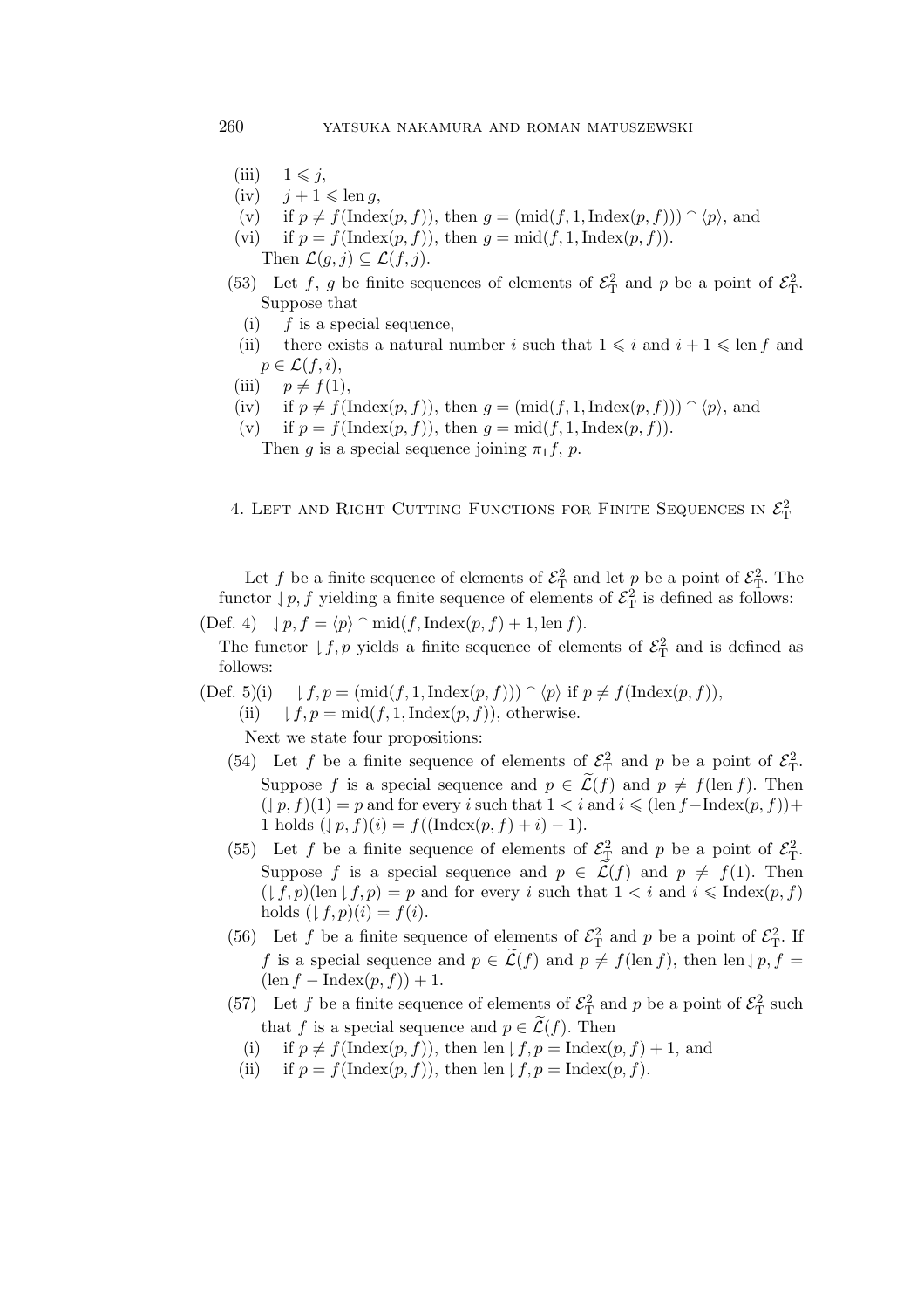(iii) $1 \leqslant j$,

(iv) $j+1 \leqslant \operatorname{len} g$,

(v) if $p \neq f(\operatorname{Index}(p,f))$, then $g = (\operatorname{mid}(f, 1, \operatorname{Index}(p,f))) \frown \langle p \rangle$, and

(vi) if $p = f(\operatorname{Index}(p,f))$, then $g = \operatorname{mid}(f, 1, \operatorname{Index}(p,f))$.

Then $\mathcal{L}(g,j) \subseteq \mathcal{L}(f,j)$.

(53) Let $f$, $g$ be finite sequences of elements of $\mathcal{E}^2_{\mathrm{T}}$ and $p$ be a point of $\mathcal{E}^2_{\mathrm{T}}$. Suppose that

(i) $f$ is a special sequence,

(ii) there exists a natural number $i$ such that $1 \leqslant i$ and $i+1 \leqslant \operatorname{len} f$ and $p \in \mathcal{L}(f,i)$,

(iii) $p \neq f(1)$,

(iv) if $p \neq f(\operatorname{Index}(p,f))$, then $g = (\operatorname{mid}(f, 1, \operatorname{Index}(p,f))) \frown \langle p \rangle$, and

(v) if $p = f(\operatorname{Index}(p,f))$, then $g = \operatorname{mid}(f, 1, \operatorname{Index}(p,f))$.

Then $g$ is a special sequence joining $\pi_1 f$, $p$.

## 4. Left and Right Cutting Functions for Finite Sequences in $\mathcal{E}^2_{\mathrm{T}}$

Let $f$ be a finite sequence of elements of $\mathcal{E}^2_{\mathrm{T}}$ and let $p$ be a point of $\mathcal{E}^2_{\mathrm{T}}$. The functor $\downharpoonright p, f$ yielding a finite sequence of elements of $\mathcal{E}^2_{\mathrm{T}}$ is defined as follows:

(Def. 4) $\downharpoonright p, f = \langle p \rangle \frown \operatorname{mid}(f, \operatorname{Index}(p,f)+1, \operatorname{len} f)$.

The functor $\downharpoonleft f, p$ yields a finite sequence of elements of $\mathcal{E}^2_{\mathrm{T}}$ and is defined as follows:

(Def. 5)(i) $\downharpoonleft f, p = (\operatorname{mid}(f, 1, \operatorname{Index}(p,f))) \frown \langle p \rangle$ if $p \neq f(\operatorname{Index}(p,f))$,

(ii) $\downharpoonleft f, p = \operatorname{mid}(f, 1, \operatorname{Index}(p,f))$, otherwise.

Next we state four propositions:

(54) Let $f$ be a finite sequence of elements of $\mathcal{E}^2_{\mathrm{T}}$ and $p$ be a point of $\mathcal{E}^2_{\mathrm{T}}$. Suppose $f$ is a special sequence and $p \in \widetilde{\mathcal{L}}(f)$ and $p \neq f(\operatorname{len} f)$. Then $(\downharpoonright p, f)(1) = p$ and for every $i$ such that $1 < i$ and $i \leqslant (\operatorname{len} f - \operatorname{Index}(p,f)) + 1$ holds $(\downharpoonright p, f)(i) = f((\operatorname{Index}(p,f)+i)-1)$.

(55) Let $f$ be a finite sequence of elements of $\mathcal{E}^2_{\mathrm{T}}$ and $p$ be a point of $\mathcal{E}^2_{\mathrm{T}}$. Suppose $f$ is a special sequence and $p \in \widetilde{\mathcal{L}}(f)$ and $p \neq f(1)$. Then $(\downharpoonleft f, p)(\operatorname{len} \downharpoonleft f, p) = p$ and for every $i$ such that $1 < i$ and $i \leqslant \operatorname{Index}(p,f)$ holds $(\downharpoonleft f, p)(i) = f(i)$.

(56) Let $f$ be a finite sequence of elements of $\mathcal{E}^2_{\mathrm{T}}$ and $p$ be a point of $\mathcal{E}^2_{\mathrm{T}}$. If $f$ is a special sequence and $p \in \widetilde{\mathcal{L}}(f)$ and $p \neq f(\operatorname{len} f)$, then $\operatorname{len} \downharpoonright p, f = (\operatorname{len} f - \operatorname{Index}(p,f)) + 1$.

(57) Let $f$ be a finite sequence of elements of $\mathcal{E}^2_{\mathrm{T}}$ and $p$ be a point of $\mathcal{E}^2_{\mathrm{T}}$ such that $f$ is a special sequence and $p \in \widetilde{\mathcal{L}}(f)$. Then

(i) if $p \neq f(\operatorname{Index}(p,f))$, then $\operatorname{len} \downharpoonleft f, p = \operatorname{Index}(p,f)+1$, and

(ii) if $p = f(\operatorname{Index}(p,f))$, then $\operatorname{len} \downharpoonleft f, p = \operatorname{Index}(p,f)$.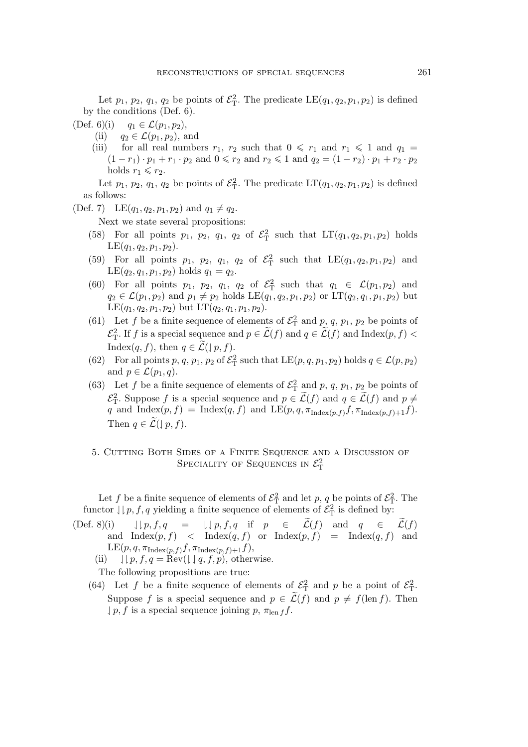Let $p_1$, $p_2$, $q_1$, $q_2$ be points of $\mathcal{E}^2_{\rm T}$. The predicate $\mathrm{LE}(q_1, q_2, p_1, p_2)$ is defined by the conditions (Def. 6).

(Def. 6)(i) $q_1 \in \mathcal{L}(p_1, p_2)$,

(ii) $q_2 \in \mathcal{L}(p_1, p_2)$, and

(iii) for all real numbers $r_1$, $r_2$ such that $0 \leqslant r_1$ and $r_1 \leqslant 1$ and $q_1 = (1 - r_1) \cdot p_1 + r_1 \cdot p_2$ and $0 \leqslant r_2$ and $r_2 \leqslant 1$ and $q_2 = (1 - r_2) \cdot p_1 + r_2 \cdot p_2$ holds $r_1 \leqslant r_2$.

Let $p_1$, $p_2$, $q_1$, $q_2$ be points of $\mathcal{E}^2_{\rm T}$. The predicate $\mathrm{LT}(q_1, q_2, p_1, p_2)$ is defined as follows:

(Def. 7) $\mathrm{LE}(q_1, q_2, p_1, p_2)$ and $q_1 \neq q_2$.

Next we state several propositions:

(58) For all points $p_1$, $p_2$, $q_1$, $q_2$ of $\mathcal{E}^2_{\rm T}$ such that $\mathrm{LT}(q_1, q_2, p_1, p_2)$ holds $\mathrm{LE}(q_1, q_2, p_1, p_2)$.

(59) For all points $p_1$, $p_2$, $q_1$, $q_2$ of $\mathcal{E}^2_{\rm T}$ such that $\mathrm{LE}(q_1, q_2, p_1, p_2)$ and $\mathrm{LE}(q_2, q_1, p_1, p_2)$ holds $q_1 = q_2$.

(60) For all points $p_1$, $p_2$, $q_1$, $q_2$ of $\mathcal{E}^2_{\rm T}$ such that $q_1 \in \mathcal{L}(p_1, p_2)$ and $q_2 \in \mathcal{L}(p_1, p_2)$ and $p_1 \neq p_2$ holds $\mathrm{LE}(q_1, q_2, p_1, p_2)$ or $\mathrm{LT}(q_2, q_1, p_1, p_2)$ but $\mathrm{LE}(q_1, q_2, p_1, p_2)$ but $\mathrm{LT}(q_2, q_1, p_1, p_2)$.

(61) Let $f$ be a finite sequence of elements of $\mathcal{E}^2_{\rm T}$ and $p$, $q$, $p_1$, $p_2$ be points of $\mathcal{E}^2_{\rm T}$. If $f$ is a special sequence and $p \in \widetilde{\mathcal{L}}(f)$ and $q \in \widetilde{\mathcal{L}}(f)$ and $\mathrm{Index}(p, f) < \mathrm{Index}(q, f)$, then $q \in \widetilde{\mathcal{L}}(\downharpoonleft p, f)$.

(62) For all points $p$, $q$, $p_1$, $p_2$ of $\mathcal{E}^2_{\rm T}$ such that $\mathrm{LE}(p, q, p_1, p_2)$ holds $q \in \mathcal{L}(p, p_2)$ and $p \in \mathcal{L}(p_1, q)$.

(63) Let $f$ be a finite sequence of elements of $\mathcal{E}^2_{\rm T}$ and $p$, $q$, $p_1$, $p_2$ be points of $\mathcal{E}^2_{\rm T}$. Suppose $f$ is a special sequence and $p \in \widetilde{\mathcal{L}}(f)$ and $q \in \widetilde{\mathcal{L}}(f)$ and $p \neq q$ and $\mathrm{Index}(p, f) = \mathrm{Index}(q, f)$ and $\mathrm{LE}(p, q, \pi_{\mathrm{Index}(p,f)} f, \pi_{\mathrm{Index}(p,f)+1} f)$. Then $q \in \widetilde{\mathcal{L}}(\downharpoonleft p, f)$.

## 5. Cutting Both Sides of a Finite Sequence and a Discussion of Speciality of Sequences in $\mathcal{E}^2_{\rm T}$

Let $f$ be a finite sequence of elements of $\mathcal{E}^2_{\rm T}$ and let $p$, $q$ be points of $\mathcal{E}^2_{\rm T}$. The functor $\downharpoonleft\downharpoonleft p, f, q$ yielding a finite sequence of elements of $\mathcal{E}^2_{\rm T}$ is defined by:

(Def. 8)(i) $\downharpoonleft\downharpoonleft p, f, q = \lfloor \downharpoonleft p, f, q$ if $p \in \widetilde{\mathcal{L}}(f)$ and $q \in \widetilde{\mathcal{L}}(f)$ and $\mathrm{Index}(p, f) < \mathrm{Index}(q, f)$ or $\mathrm{Index}(p, f) = \mathrm{Index}(q, f)$ and $\mathrm{LE}(p, q, \pi_{\mathrm{Index}(p,f)} f, \pi_{\mathrm{Index}(p,f)+1} f)$,

(ii) $\downharpoonleft\downharpoonleft p, f, q = \mathrm{Rev}(\downharpoonleft\downharpoonleft q, f, p)$, otherwise.

The following propositions are true:

(64) Let $f$ be a finite sequence of elements of $\mathcal{E}^2_{\rm T}$ and $p$ be a point of $\mathcal{E}^2_{\rm T}$. Suppose $f$ is a special sequence and $p \in \widetilde{\mathcal{L}}(f)$ and $p \neq f(\mathrm{len}\, f)$. Then $\downharpoonleft p, f$ is a special sequence joining $p$, $\pi_{\mathrm{len}\, f} f$.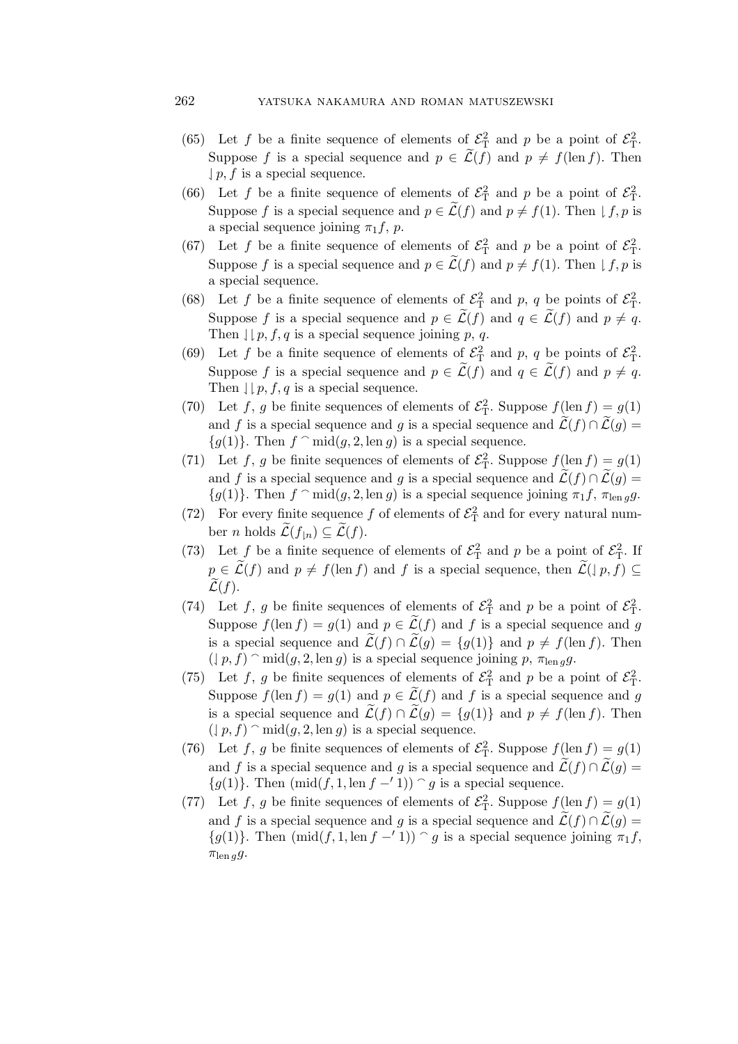(65) Let $f$ be a finite sequence of elements of $\mathcal{E}^2_{\rm T}$ and $p$ be a point of $\mathcal{E}^2_{\rm T}$. Suppose $f$ is a special sequence and $p \in \widetilde{\mathcal{L}}(f)$ and $p \neq f(\operatorname{len} f)$. Then $\downharpoonleft p, f$ is a special sequence.

(66) Let $f$ be a finite sequence of elements of $\mathcal{E}^2_{\rm T}$ and $p$ be a point of $\mathcal{E}^2_{\rm T}$. Suppose $f$ is a special sequence and $p \in \widetilde{\mathcal{L}}(f)$ and $p \neq f(1)$. Then $\downharpoonright f, p$ is a special sequence joining $\pi_1 f$, $p$.

(67) Let $f$ be a finite sequence of elements of $\mathcal{E}^2_{\rm T}$ and $p$ be a point of $\mathcal{E}^2_{\rm T}$. Suppose $f$ is a special sequence and $p \in \widetilde{\mathcal{L}}(f)$ and $p \neq f(1)$. Then $\downharpoonright f, p$ is a special sequence.

(68) Let $f$ be a finite sequence of elements of $\mathcal{E}^2_{\rm T}$ and $p$, $q$ be points of $\mathcal{E}^2_{\rm T}$. Suppose $f$ is a special sequence and $p \in \widetilde{\mathcal{L}}(f)$ and $q \in \widetilde{\mathcal{L}}(f)$ and $p \neq q$. Then $\downharpoonleft\downharpoonright p, f, q$ is a special sequence joining $p$, $q$.

(69) Let $f$ be a finite sequence of elements of $\mathcal{E}^2_{\rm T}$ and $p$, $q$ be points of $\mathcal{E}^2_{\rm T}$. Suppose $f$ is a special sequence and $p \in \widetilde{\mathcal{L}}(f)$ and $q \in \widetilde{\mathcal{L}}(f)$ and $p \neq q$. Then $\downharpoonleft\downharpoonright p, f, q$ is a special sequence.

(70) Let $f$, $g$ be finite sequences of elements of $\mathcal{E}^2_{\rm T}$. Suppose $f(\operatorname{len} f) = g(1)$ and $f$ is a special sequence and $g$ is a special sequence and $\widetilde{\mathcal{L}}(f) \cap \widetilde{\mathcal{L}}(g) = \{g(1)\}$. Then $f \frown \operatorname{mid}(g, 2, \operatorname{len} g)$ is a special sequence.

(71) Let $f$, $g$ be finite sequences of elements of $\mathcal{E}^2_{\rm T}$. Suppose $f(\operatorname{len} f) = g(1)$ and $f$ is a special sequence and $g$ is a special sequence and $\widetilde{\mathcal{L}}(f) \cap \widetilde{\mathcal{L}}(g) = \{g(1)\}$. Then $f \frown \operatorname{mid}(g, 2, \operatorname{len} g)$ is a special sequence joining $\pi_1 f$, $\pi_{\operatorname{len} g} g$.

(72) For every finite sequence $f$ of elements of $\mathcal{E}^2_{\rm T}$ and for every natural number $n$ holds $\widetilde{\mathcal{L}}(f_{\restriction n}) \subseteq \widetilde{\mathcal{L}}(f)$.

(73) Let $f$ be a finite sequence of elements of $\mathcal{E}^2_{\rm T}$ and $p$ be a point of $\mathcal{E}^2_{\rm T}$. If $p \in \widetilde{\mathcal{L}}(f)$ and $p \neq f(\operatorname{len} f)$ and $f$ is a special sequence, then $\widetilde{\mathcal{L}}(\downharpoonleft p, f) \subseteq \widetilde{\mathcal{L}}(f)$.

(74) Let $f$, $g$ be finite sequences of elements of $\mathcal{E}^2_{\rm T}$ and $p$ be a point of $\mathcal{E}^2_{\rm T}$. Suppose $f(\operatorname{len} f) = g(1)$ and $p \in \widetilde{\mathcal{L}}(f)$ and $f$ is a special sequence and $g$ is a special sequence and $\widetilde{\mathcal{L}}(f) \cap \widetilde{\mathcal{L}}(g) = \{g(1)\}$ and $p \neq f(\operatorname{len} f)$. Then $(\downharpoonleft p, f) \frown \operatorname{mid}(g, 2, \operatorname{len} g)$ is a special sequence joining $p$, $\pi_{\operatorname{len} g} g$.

(75) Let $f$, $g$ be finite sequences of elements of $\mathcal{E}^2_{\rm T}$ and $p$ be a point of $\mathcal{E}^2_{\rm T}$. Suppose $f(\operatorname{len} f) = g(1)$ and $p \in \widetilde{\mathcal{L}}(f)$ and $f$ is a special sequence and $g$ is a special sequence and $\widetilde{\mathcal{L}}(f) \cap \widetilde{\mathcal{L}}(g) = \{g(1)\}$ and $p \neq f(\operatorname{len} f)$. Then $(\downharpoonleft p, f) \frown \operatorname{mid}(g, 2, \operatorname{len} g)$ is a special sequence.

(76) Let $f$, $g$ be finite sequences of elements of $\mathcal{E}^2_{\rm T}$. Suppose $f(\operatorname{len} f) = g(1)$ and $f$ is a special sequence and $g$ is a special sequence and $\widetilde{\mathcal{L}}(f) \cap \widetilde{\mathcal{L}}(g) = \{g(1)\}$. Then $(\operatorname{mid}(f, 1, \operatorname{len} f -' 1)) \frown g$ is a special sequence.

(77) Let $f$, $g$ be finite sequences of elements of $\mathcal{E}^2_{\rm T}$. Suppose $f(\operatorname{len} f) = g(1)$ and $f$ is a special sequence and $g$ is a special sequence and $\widetilde{\mathcal{L}}(f) \cap \widetilde{\mathcal{L}}(g) = \{g(1)\}$. Then $(\operatorname{mid}(f, 1, \operatorname{len} f -' 1)) \frown g$ is a special sequence joining $\pi_1 f$, $\pi_{\operatorname{len} g} g$.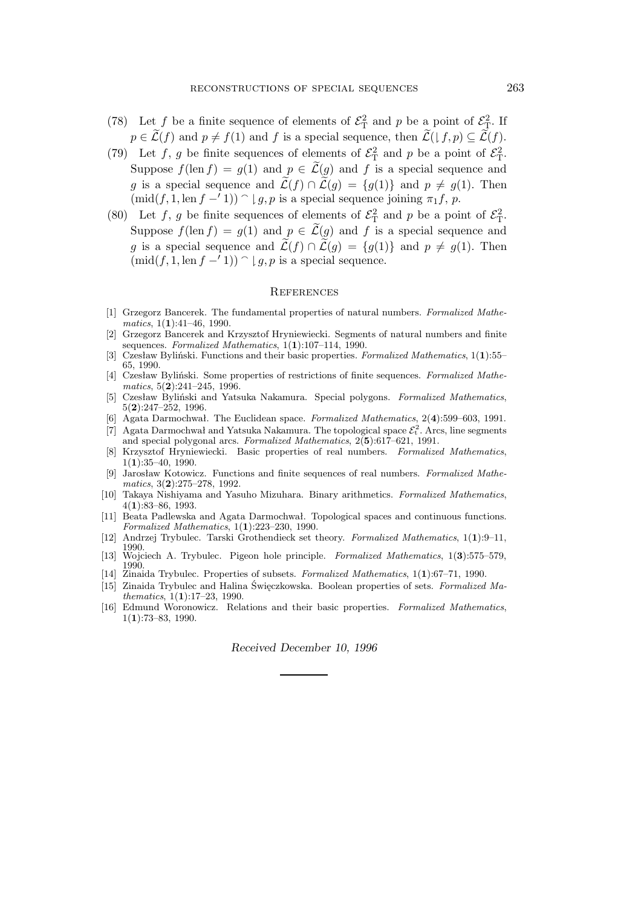(78) Let $f$ be a finite sequence of elements of $\mathcal{E}^2_{\mathrm{T}}$ and $p$ be a point of $\mathcal{E}^2_{\mathrm{T}}$. If $p \in \widetilde{\mathcal{L}}(f)$ and $p \neq f(1)$ and $f$ is a special sequence, then $\widetilde{\mathcal{L}}(\downharpoonleft f, p) \subseteq \widetilde{\mathcal{L}}(f)$.

(79) Let $f$, $g$ be finite sequences of elements of $\mathcal{E}^2_{\mathrm{T}}$ and $p$ be a point of $\mathcal{E}^2_{\mathrm{T}}$. Suppose $f(\operatorname{len} f) = g(1)$ and $p \in \widetilde{\mathcal{L}}(g)$ and $f$ is a special sequence and $g$ is a special sequence and $\widetilde{\mathcal{L}}(f) \cap \widetilde{\mathcal{L}}(g) = \{g(1)\}$ and $p \neq g(1)$. Then $(\operatorname{mid}(f, 1, \operatorname{len} f -' 1)) \frown \downharpoonleft g, p$ is a special sequence joining $\pi_1 f$, $p$.

(80) Let $f$, $g$ be finite sequences of elements of $\mathcal{E}^2_{\mathrm{T}}$ and $p$ be a point of $\mathcal{E}^2_{\mathrm{T}}$. Suppose $f(\operatorname{len} f) = g(1)$ and $p \in \widetilde{\mathcal{L}}(g)$ and $f$ is a special sequence and $g$ is a special sequence and $\widetilde{\mathcal{L}}(f) \cap \widetilde{\mathcal{L}}(g) = \{g(1)\}$ and $p \neq g(1)$. Then $(\operatorname{mid}(f, 1, \operatorname{len} f -' 1)) \frown \downharpoonleft g, p$ is a special sequence.

## References

[1] Grzegorz Bancerek. The fundamental properties of natural numbers. *Formalized Mathematics*, 1(**1**):41–46, 1990.

[2] Grzegorz Bancerek and Krzysztof Hryniewiecki. Segments of natural numbers and finite sequences. *Formalized Mathematics*, 1(**1**):107–114, 1990.

[3] Czesław Byliński. Functions and their basic properties. *Formalized Mathematics*, 1(**1**):55–65, 1990.

[4] Czesław Byliński. Some properties of restrictions of finite sequences. *Formalized Mathematics*, 5(**2**):241–245, 1996.

[5] Czesław Byliński and Yatsuka Nakamura. Special polygons. *Formalized Mathematics*, 5(**2**):247–252, 1996.

[6] Agata Darmochwał. The Euclidean space. *Formalized Mathematics*, 2(**4**):599–603, 1991.

[7] Agata Darmochwał and Yatsuka Nakamura. The topological space $\mathcal{E}^2_{\mathrm{T}}$. Arcs, line segments and special polygonal arcs. *Formalized Mathematics*, 2(**5**):617–621, 1991.

[8] Krzysztof Hryniewiecki. Basic properties of real numbers. *Formalized Mathematics*, 1(**1**):35–40, 1990.

[9] Jarosław Kotowicz. Functions and finite sequences of real numbers. *Formalized Mathematics*, 3(**2**):275–278, 1992.

[10] Takaya Nishiyama and Yasuho Mizuhara. Binary arithmetics. *Formalized Mathematics*, 4(**1**):83–86, 1993.

[11] Beata Padlewska and Agata Darmochwał. Topological spaces and continuous functions. *Formalized Mathematics*, 1(**1**):223–230, 1990.

[12] Andrzej Trybulec. Tarski Grothendieck set theory. *Formalized Mathematics*, 1(**1**):9–11, 1990.

[13] Wojciech A. Trybulec. Pigeon hole principle. *Formalized Mathematics*, 1(**3**):575–579, 1990.

[14] Zinaida Trybulec. Properties of subsets. *Formalized Mathematics*, 1(**1**):67–71, 1990.

[15] Zinaida Trybulec and Halina Święczkowska. Boolean properties of sets. *Formalized Mathematics*, 1(**1**):17–23, 1990.

[16] Edmund Woronowicz. Relations and their basic properties. *Formalized Mathematics*, 1(**1**):73–83, 1990.

*Received December 10, 1996*